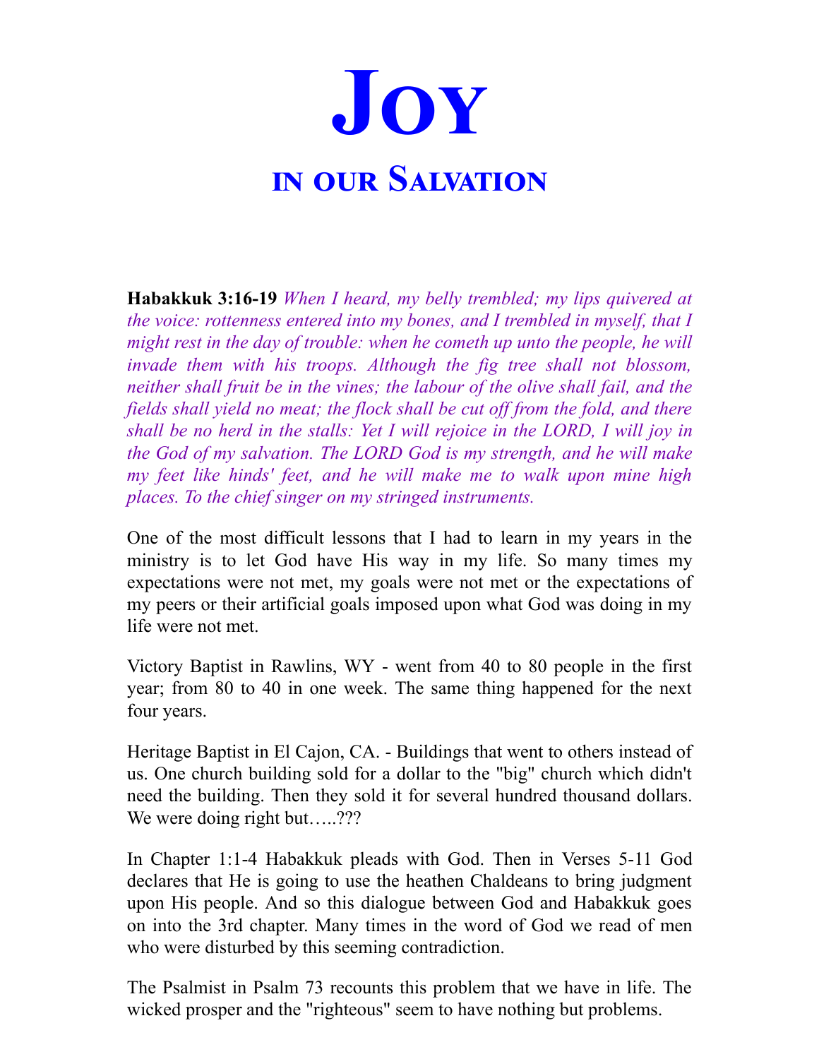# Joy

## in our Salvation

**Habakkuk 3:16-19** *When I heard, my belly trembled; my lips quivered at the voice: rottenness entered into my bones, and I trembled in myself, that I might rest in the day of trouble: when he cometh up unto the people, he will invade them with his troops. Although the fig tree shall not blossom, neither shall fruit be in the vines; the labour of the olive shall fail, and the fields shall yield no meat; the flock shall be cut off from the fold, and there shall be no herd in the stalls: Yet I will rejoice in the LORD, I will joy in the God of my salvation. The LORD God is my strength, and he will make my feet like hinds' feet, and he will make me to walk upon mine high places. To the chief singer on my stringed instruments.*

One of the most difficult lessons that I had to learn in my years in the ministry is to let God have His way in my life. So many times my expectations were not met, my goals were not met or the expectations of my peers or their artificial goals imposed upon what God was doing in my life were not met.

Victory Baptist in Rawlins, WY - went from 40 to 80 people in the first year; from 80 to 40 in one week. The same thing happened for the next four years.

Heritage Baptist in El Cajon, CA. - Buildings that went to others instead of us. One church building sold for a dollar to the "big" church which didn't need the building. Then they sold it for several hundred thousand dollars. We were doing right but…..???

In Chapter 1:1-4 Habakkuk pleads with God. Then in Verses 5-11 God declares that He is going to use the heathen Chaldeans to bring judgment upon His people. And so this dialogue between God and Habakkuk goes on into the 3rd chapter. Many times in the word of God we read of men who were disturbed by this seeming contradiction.

The Psalmist in Psalm 73 recounts this problem that we have in life. The wicked prosper and the "righteous" seem to have nothing but problems.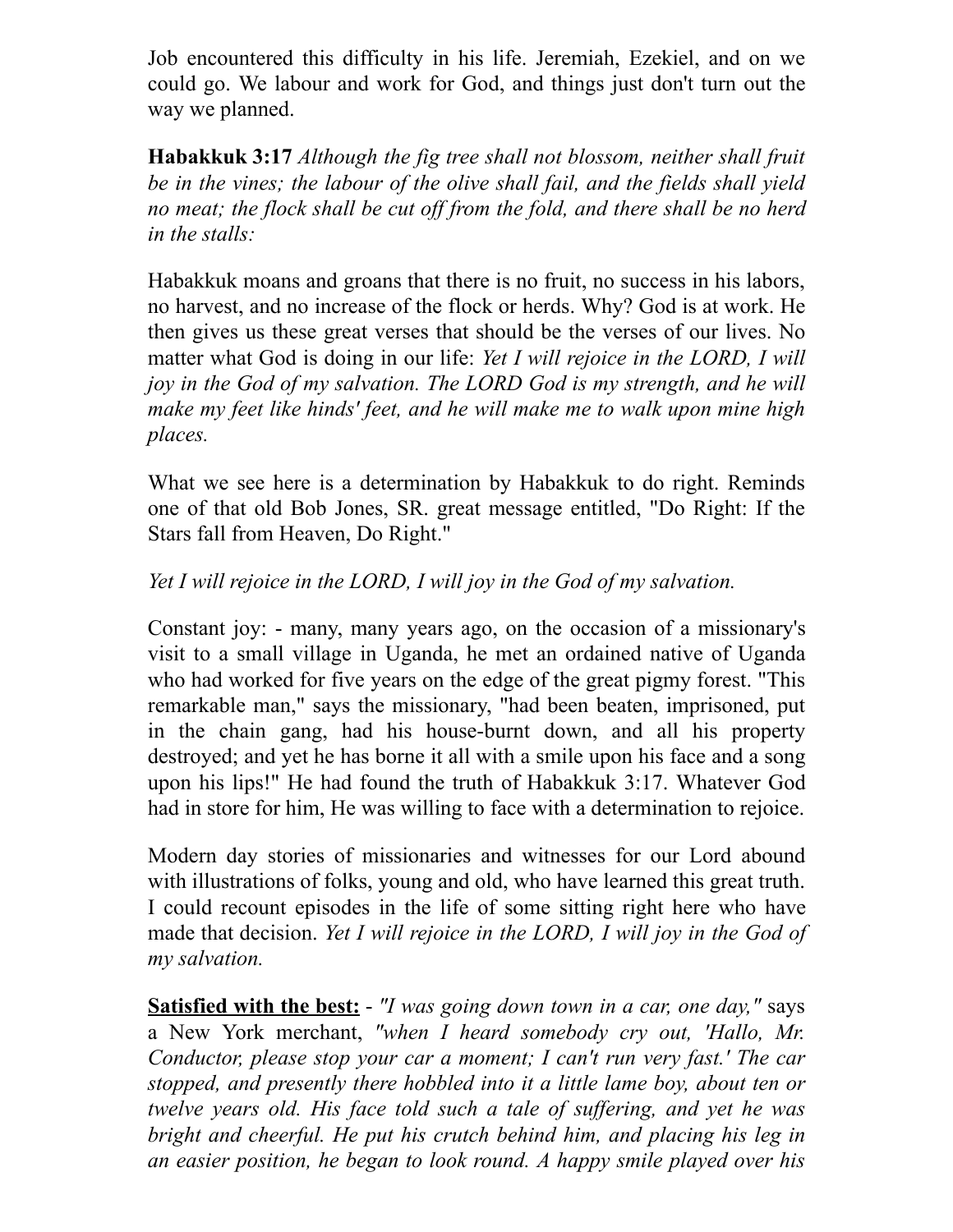Job encountered this difficulty in his life. Jeremiah, Ezekiel, and on we could go. We labour and work for God, and things just don't turn out the way we planned.

**Habakkuk 3:17** *Although the fig tree shall not blossom, neither shall fruit be in the vines; the labour of the olive shall fail, and the fields shall yield no meat; the flock shall be cut off from the fold, and there shall be no herd in the stalls:*

Habakkuk moans and groans that there is no fruit, no success in his labors, no harvest, and no increase of the flock or herds. Why? God is at work. He then gives us these great verses that should be the verses of our lives. No matter what God is doing in our life: *Yet I will rejoice in the LORD, I will joy in the God of my salvation. The LORD God is my strength, and he will make my feet like hinds' feet, and he will make me to walk upon mine high places.*

What we see here is a determination by Habakkuk to do right. Reminds one of that old Bob Jones, SR. great message entitled, "Do Right: If the Stars fall from Heaven, Do Right."

*Yet I will rejoice in the LORD, I will joy in the God of my salvation.*

Constant joy: - many, many years ago, on the occasion of a missionary's visit to a small village in Uganda, he met an ordained native of Uganda who had worked for five years on the edge of the great pigmy forest. "This remarkable man," says the missionary, "had been beaten, imprisoned, put in the chain gang, had his house-burnt down, and all his property destroyed; and yet he has borne it all with a smile upon his face and a song upon his lips!" He had found the truth of Habakkuk 3:17. Whatever God had in store for him, He was willing to face with a determination to rejoice.

Modern day stories of missionaries and witnesses for our Lord abound with illustrations of folks, young and old, who have learned this great truth. I could recount episodes in the life of some sitting right here who have made that decision. *Yet I will rejoice in the LORD, I will joy in the God of my salvation.*

**Satisfied with the best:** - *"I was going down town in a car, one day,"* says a New York merchant, *"when I heard somebody cry out, 'Hallo, Mr. Conductor, please stop your car a moment; I can't run very fast.' The car stopped, and presently there hobbled into it a little lame boy, about ten or twelve years old. His face told such a tale of suffering, and yet he was bright and cheerful. He put his crutch behind him, and placing his leg in an easier position, he began to look round. A happy smile played over his*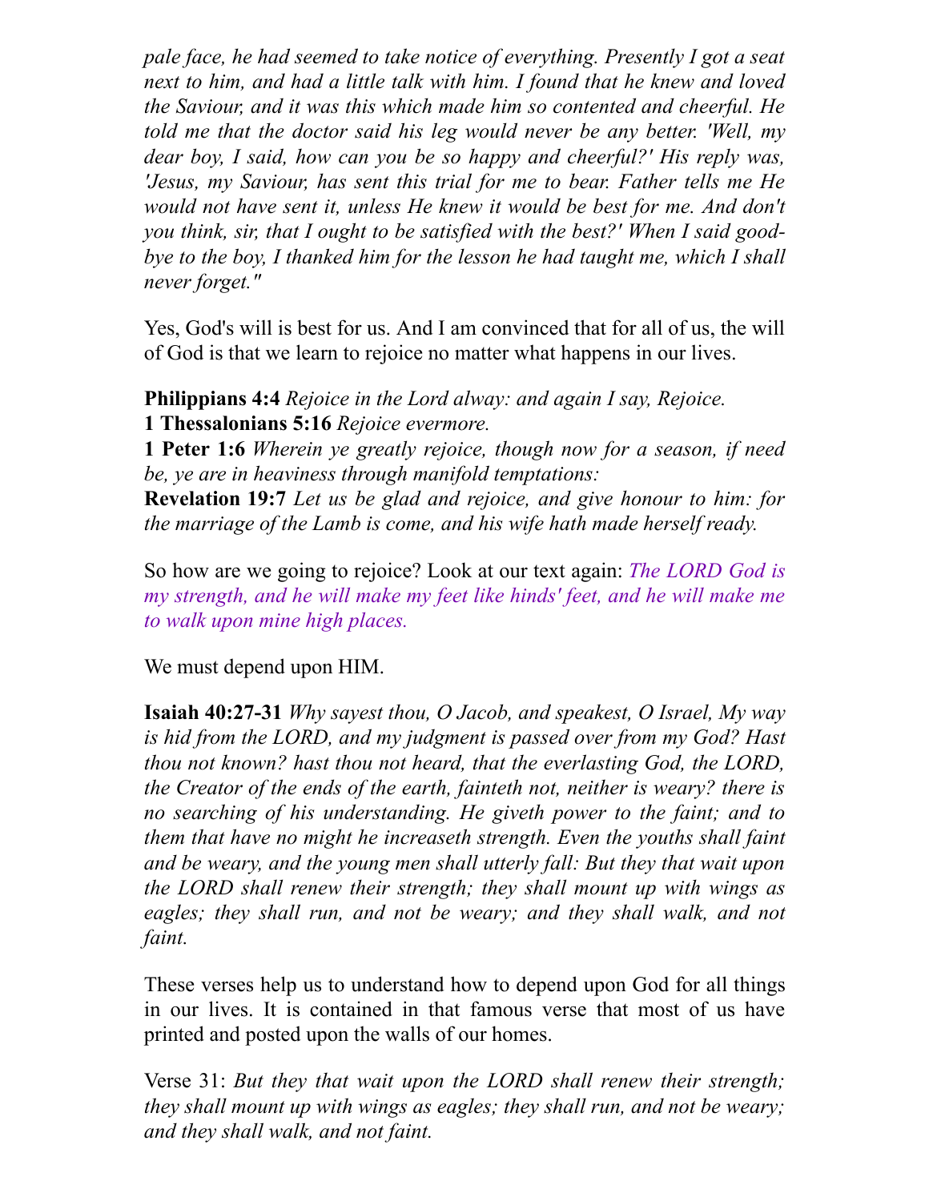*pale face, he had seemed to take notice of everything. Presently I got a seat next to him, and had a little talk with him. I found that he knew and loved the Saviour, and it was this which made him so contented and cheerful. He told me that the doctor said his leg would never be any better. 'Well, my dear boy, I said, how can you be so happy and cheerful?' His reply was, 'Jesus, my Saviour, has sent this trial for me to bear. Father tells me He would not have sent it, unless He knew it would be best for me. And don't you think, sir, that I ought to be satisfied with the best?' When I said good-bye to the boy, I thanked him for the lesson he had taught me, which I shall never forget."*

Yes, God's will is best for us. And I am convinced that for all of us, the will of God is that we learn to rejoice no matter what happens in our lives.

**Philippians 4:4** *Rejoice in the Lord alway: and again I say, Rejoice.*
**1 Thessalonians 5:16** *Rejoice evermore.*
**1 Peter 1:6** *Wherein ye greatly rejoice, though now for a season, if need be, ye are in heaviness through manifold temptations:*
**Revelation 19:7** *Let us be glad and rejoice, and give honour to him: for the marriage of the Lamb is come, and his wife hath made herself ready.*

So how are we going to rejoice? Look at our text again: *The LORD God is my strength, and he will make my feet like hinds' feet, and he will make me to walk upon mine high places.*

We must depend upon HIM.

**Isaiah 40:27-31** *Why sayest thou, O Jacob, and speakest, O Israel, My way is hid from the LORD, and my judgment is passed over from my God? Hast thou not known? hast thou not heard, that the everlasting God, the LORD, the Creator of the ends of the earth, fainteth not, neither is weary? there is no searching of his understanding. He giveth power to the faint; and to them that have no might he increaseth strength. Even the youths shall faint and be weary, and the young men shall utterly fall: But they that wait upon the LORD shall renew their strength; they shall mount up with wings as eagles; they shall run, and not be weary; and they shall walk, and not faint.*

These verses help us to understand how to depend upon God for all things in our lives. It is contained in that famous verse that most of us have printed and posted upon the walls of our homes.

Verse 31: *But they that wait upon the LORD shall renew their strength; they shall mount up with wings as eagles; they shall run, and not be weary; and they shall walk, and not faint.*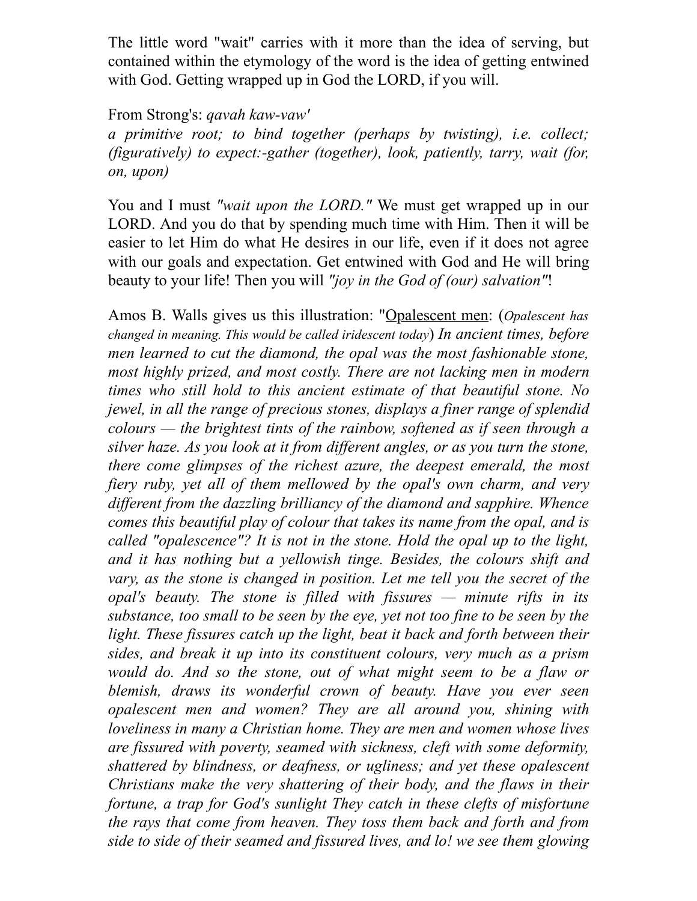The little word "wait" carries with it more than the idea of serving, but contained within the etymology of the word is the idea of getting entwined with God. Getting wrapped up in God the LORD, if you will.

From Strong's: *qavah kaw-vaw'*
*a primitive root; to bind together (perhaps by twisting), i.e. collect; (figuratively) to expect:-gather (together), look, patiently, tarry, wait (for, on, upon)*

You and I must *"wait upon the LORD."* We must get wrapped up in our LORD. And you do that by spending much time with Him. Then it will be easier to let Him do what He desires in our life, even if it does not agree with our goals and expectation. Get entwined with God and He will bring beauty to your life! Then you will *"joy in the God of (our) salvation"*!

Amos B. Walls gives us this illustration: "<u>Opalescent men</u>: (*Opalescent has changed in meaning. This would be called iridescent today*) *In ancient times, before men learned to cut the diamond, the opal was the most fashionable stone, most highly prized, and most costly. There are not lacking men in modern times who still hold to this ancient estimate of that beautiful stone. No jewel, in all the range of precious stones, displays a finer range of splendid colours — the brightest tints of the rainbow, softened as if seen through a silver haze. As you look at it from different angles, or as you turn the stone, there come glimpses of the richest azure, the deepest emerald, the most fiery ruby, yet all of them mellowed by the opal's own charm, and very different from the dazzling brilliancy of the diamond and sapphire. Whence comes this beautiful play of colour that takes its name from the opal, and is called "opalescence"? It is not in the stone. Hold the opal up to the light, and it has nothing but a yellowish tinge. Besides, the colours shift and vary, as the stone is changed in position. Let me tell you the secret of the opal's beauty. The stone is filled with fissures — minute rifts in its substance, too small to be seen by the eye, yet not too fine to be seen by the light. These fissures catch up the light, beat it back and forth between their sides, and break it up into its constituent colours, very much as a prism would do. And so the stone, out of what might seem to be a flaw or blemish, draws its wonderful crown of beauty. Have you ever seen opalescent men and women? They are all around you, shining with loveliness in many a Christian home. They are men and women whose lives are fissured with poverty, seamed with sickness, cleft with some deformity, shattered by blindness, or deafness, or ugliness; and yet these opalescent Christians make the very shattering of their body, and the flaws in their fortune, a trap for God's sunlight They catch in these clefts of misfortune the rays that come from heaven. They toss them back and forth and from side to side of their seamed and fissured lives, and lo! we see them glowing*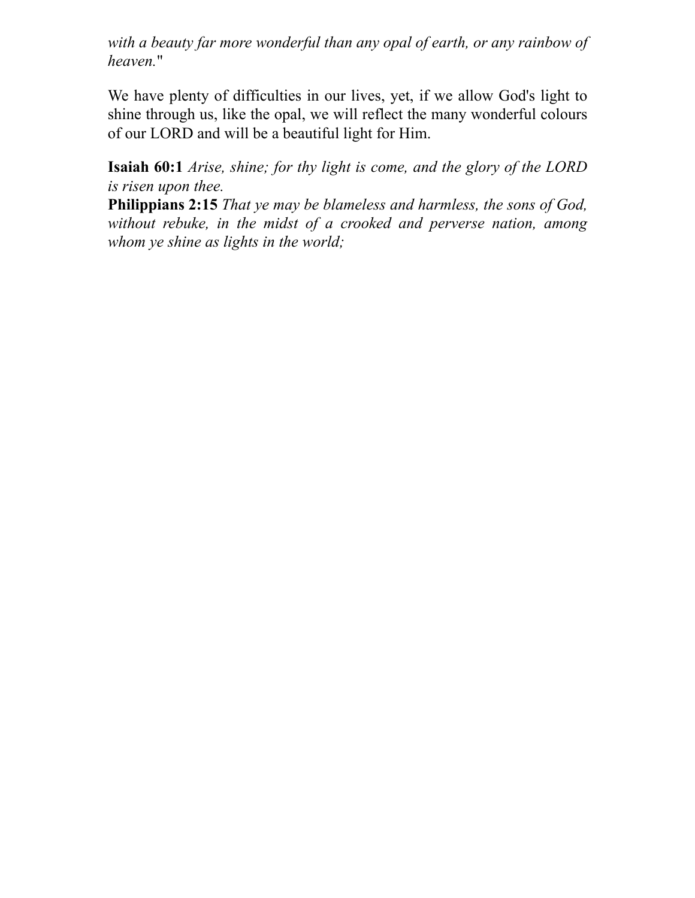*with a beauty far more wonderful than any opal of earth, or any rainbow of heaven.*"

We have plenty of difficulties in our lives, yet, if we allow God's light to shine through us, like the opal, we will reflect the many wonderful colours of our LORD and will be a beautiful light for Him.

**Isaiah 60:1** *Arise, shine; for thy light is come, and the glory of the LORD is risen upon thee.*
**Philippians 2:15** *That ye may be blameless and harmless, the sons of God, without rebuke, in the midst of a crooked and perverse nation, among whom ye shine as lights in the world;*